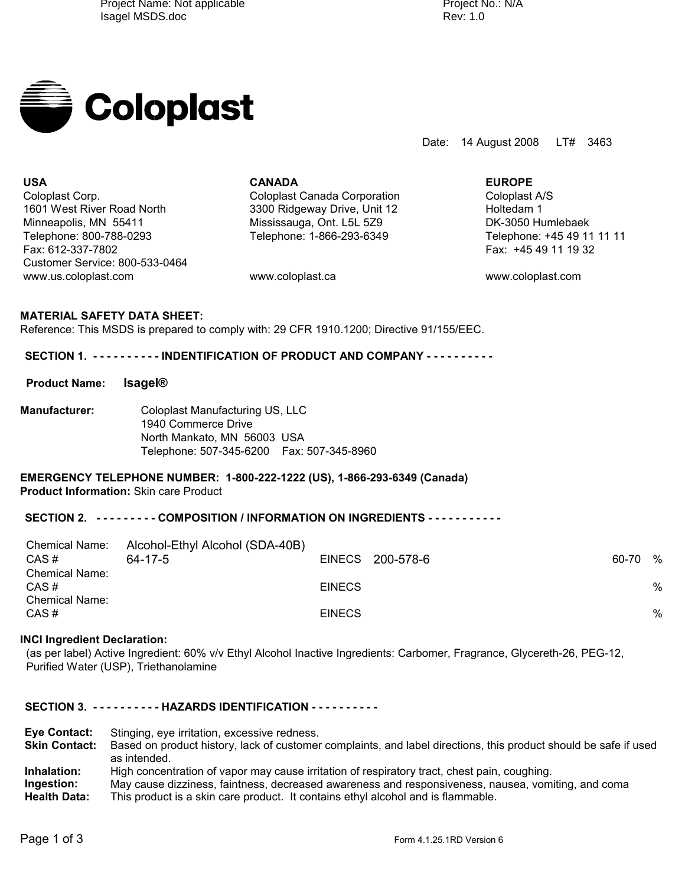Coloplast

Date: 14 August 2008 LT# 3463

**USA**
Coloplast Corp.
1601 West River Road North
Minneapolis, MN 55411
Telephone: 800-788-0293
Fax: 612-337-7802
Customer Service: 800-533-0464
www.us.coloplast.com

**CANADA**
Coloplast Canada Corporation
3300 Ridgeway Drive, Unit 12
Mississauga, Ont. L5L 5Z9
Telephone: 1-866-293-6349
www.coloplast.ca

**EUROPE**
Coloplast A/S
Holtedam 1
DK-3050 Humlebaek
Telephone: +45 49 11 11 11
Fax: +45 49 11 19 32
www.coloplast.com

**MATERIAL SAFETY DATA SHEET:**
Reference: This MSDS is prepared to comply with: 29 CFR 1910.1200; Directive 91/155/EEC.

## SECTION 1. - - - - - - - - - - INDENTIFICATION OF PRODUCT AND COMPANY - - - - - - - - - -

**Product Name:** **Isagel®**

**Manufacturer:** Coloplast Manufacturing US, LLC
1940 Commerce Drive
North Mankato, MN 56003 USA
Telephone: 507-345-6200 Fax: 507-345-8960

**EMERGENCY TELEPHONE NUMBER: 1-800-222-1222 (US), 1-866-293-6349 (Canada)**
**Product Information:** Skin care Product

## SECTION 2. - - - - - - - - - COMPOSITION / INFORMATION ON INGREDIENTS - - - - - - - - - - -

| Chemical Name: | Alcohol-Ethyl Alcohol (SDA-40B) | | | | |
|---|---|---|---|---|---|
| CAS # | 64-17-5 | EINECS | 200-578-6 | 60-70 | % |
| Chemical Name: | | | | | |
| CAS # | | EINECS | | | % |
| Chemical Name: | | | | | |
| CAS # | | EINECS | | | % |

**INCI Ingredient Declaration:**
(as per label) Active Ingredient: 60% v/v Ethyl Alcohol Inactive Ingredients: Carbomer, Fragrance, Glycereth-26, PEG-12, Purified Water (USP), Triethanolamine

## SECTION 3. - - - - - - - - - - HAZARDS IDENTIFICATION - - - - - - - - - -

**Eye Contact:** Stinging, eye irritation, excessive redness.
**Skin Contact:** Based on product history, lack of customer complaints, and label directions, this product should be safe if used as intended.
**Inhalation:** High concentration of vapor may cause irritation of respiratory tract, chest pain, coughing.
**Ingestion:** May cause dizziness, faintness, decreased awareness and responsiveness, nausea, vomiting, and coma
**Health Data:** This product is a skin care product. It contains ethyl alcohol and is flammable.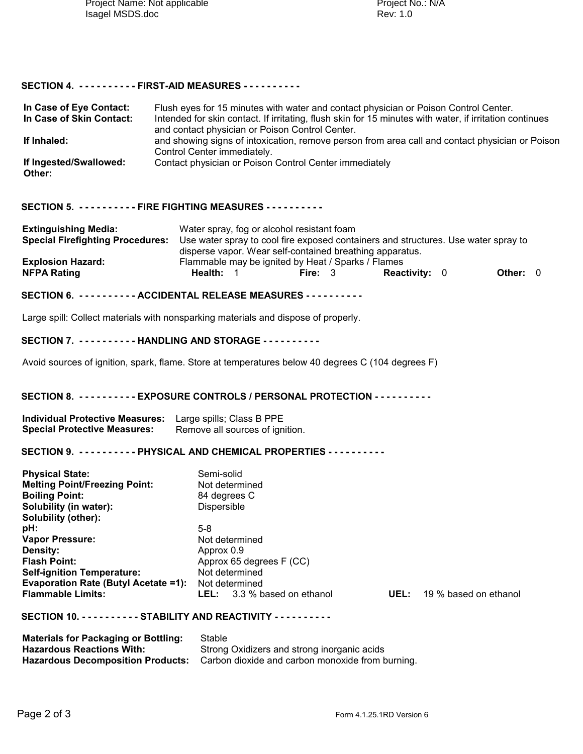## SECTION 4. - - - - - - - - - - FIRST-AID MEASURES - - - - - - - - - -

**In Case of Eye Contact:** Flush eyes for 15 minutes with water and contact physician or Poison Control Center.

**In Case of Skin Contact:** Intended for skin contact. If irritating, flush skin for 15 minutes with water, if irritation continues and contact physician or Poison Control Center.

**If Inhaled:** and showing signs of intoxication, remove person from area call and contact physician or Poison Control Center immediately.

**If Ingested/Swallowed:** Contact physician or Poison Control Center immediately

**Other:**

## SECTION 5. - - - - - - - - - - FIRE FIGHTING MEASURES - - - - - - - - - -

**Extinguishing Media:** Water spray, fog or alcohol resistant foam

**Special Firefighting Procedures:** Use water spray to cool fire exposed containers and structures. Use water spray to disperse vapor. Wear self-contained breathing apparatus.

**Explosion Hazard:** Flammable may be ignited by Heat / Sparks / Flames

**NFPA Rating** **Health:** 1 **Fire:** 3 **Reactivity:** 0 **Other:** 0

## SECTION 6. - - - - - - - - - - ACCIDENTAL RELEASE MEASURES - - - - - - - - - -

Large spill: Collect materials with nonsparking materials and dispose of properly.

## SECTION 7. - - - - - - - - - - HANDLING AND STORAGE - - - - - - - - - -

Avoid sources of ignition, spark, flame. Store at temperatures below 40 degrees C (104 degrees F)

## SECTION 8. - - - - - - - - - - EXPOSURE CONTROLS / PERSONAL PROTECTION - - - - - - - - - -

**Individual Protective Measures:** Large spills; Class B PPE

**Special Protective Measures:** Remove all sources of ignition.

## SECTION 9. - - - - - - - - - - PHYSICAL AND CHEMICAL PROPERTIES - - - - - - - - - -

**Physical State:** Semi-solid

**Melting Point/Freezing Point:** Not determined

**Boiling Point:** 84 degrees C

**Solubility (in water):** Dispersible

**Solubility (other):**

**pH:** 5-8

**Vapor Pressure:** Not determined

**Density:** Approx 0.9

**Flash Point:** Approx 65 degrees F (CC)

**Self-ignition Temperature:** Not determined

**Evaporation Rate (Butyl Acetate =1):** Not determined

**Flammable Limits:** **LEL:** 3.3 % based on ethanol **UEL:** 19 % based on ethanol

## SECTION 10. - - - - - - - - - - STABILITY AND REACTIVITY - - - - - - - - - -

**Materials for Packaging or Bottling:** Stable

**Hazardous Reactions With:** Strong Oxidizers and strong inorganic acids

**Hazardous Decomposition Products:** Carbon dioxide and carbon monoxide from burning.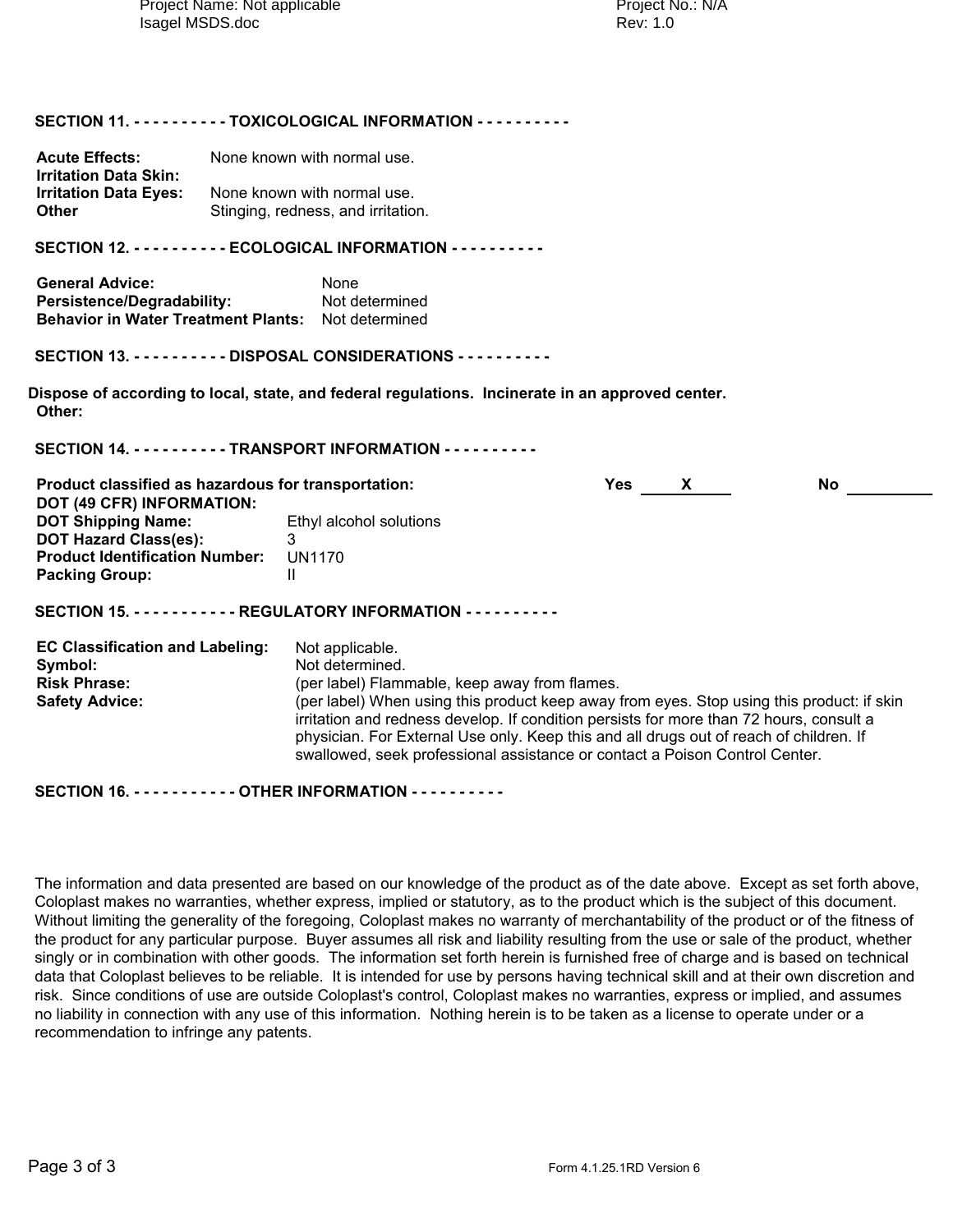## SECTION 11. - - - - - - - - - - TOXICOLOGICAL INFORMATION - - - - - - - - - -

**Acute Effects:** None known with normal use.
**Irritation Data Skin:**
**Irritation Data Eyes:** None known with normal use.
**Other** Stinging, redness, and irritation.

## SECTION 12. - - - - - - - - - - ECOLOGICAL INFORMATION - - - - - - - - - -

**General Advice:** None
**Persistence/Degradability:** Not determined
**Behavior in Water Treatment Plants:** Not determined

## SECTION 13. - - - - - - - - - - DISPOSAL CONSIDERATIONS - - - - - - - - - -

**Dispose of according to local, state, and federal regulations. Incinerate in an approved center.**
**Other:**

## SECTION 14. - - - - - - - - - - TRANSPORT INFORMATION - - - - - - - - - -

**Product classified as hazardous for transportation:** **Yes** X **No** ______

**DOT (49 CFR) INFORMATION:**
**DOT Shipping Name:** Ethyl alcohol solutions
**DOT Hazard Class(es):** 3
**Product Identification Number:** UN1170
**Packing Group:** II

## SECTION 15. - - - - - - - - - - - REGULATORY INFORMATION - - - - - - - - - -

**EC Classification and Labeling:** Not applicable.
**Symbol:** Not determined.
**Risk Phrase:** (per label) Flammable, keep away from flames.
**Safety Advice:** (per label) When using this product keep away from eyes. Stop using this product: if skin irritation and redness develop. If condition persists for more than 72 hours, consult a physician. For External Use only. Keep this and all drugs out of reach of children. If swallowed, seek professional assistance or contact a Poison Control Center.

## SECTION 16. - - - - - - - - - - - OTHER INFORMATION - - - - - - - - - -

The information and data presented are based on our knowledge of the product as of the date above. Except as set forth above, Coloplast makes no warranties, whether express, implied or statutory, as to the product which is the subject of this document. Without limiting the generality of the foregoing, Coloplast makes no warranty of merchantability of the product or of the fitness of the product for any particular purpose. Buyer assumes all risk and liability resulting from the use or sale of the product, whether singly or in combination with other goods. The information set forth herein is furnished free of charge and is based on technical data that Coloplast believes to be reliable. It is intended for use by persons having technical skill and at their own discretion and risk. Since conditions of use are outside Coloplast's control, Coloplast makes no warranties, express or implied, and assumes no liability in connection with any use of this information. Nothing herein is to be taken as a license to operate under or a recommendation to infringe any patents.